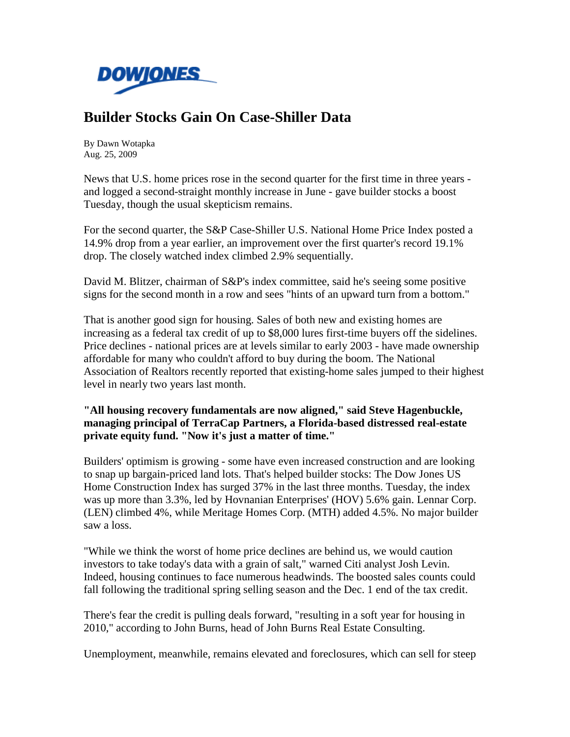DOWJONES

# Builder Stocks Gain On Case-Shiller Data

By Dawn Wotapka
Aug. 25, 2009

News that U.S. home prices rose in the second quarter for the first time in three years - and logged a second-straight monthly increase in June - gave builder stocks a boost Tuesday, though the usual skepticism remains.

For the second quarter, the S&P Case-Shiller U.S. National Home Price Index posted a 14.9% drop from a year earlier, an improvement over the first quarter's record 19.1% drop. The closely watched index climbed 2.9% sequentially.

David M. Blitzer, chairman of S&P's index committee, said he's seeing some positive signs for the second month in a row and sees "hints of an upward turn from a bottom."

That is another good sign for housing. Sales of both new and existing homes are increasing as a federal tax credit of up to $8,000 lures first-time buyers off the sidelines. Price declines - national prices are at levels similar to early 2003 - have made ownership affordable for many who couldn't afford to buy during the boom. The National Association of Realtors recently reported that existing-home sales jumped to their highest level in nearly two years last month.

**"All housing recovery fundamentals are now aligned," said Steve Hagenbuckle, managing principal of TerraCap Partners, a Florida-based distressed real-estate private equity fund. "Now it's just a matter of time."**

Builders' optimism is growing - some have even increased construction and are looking to snap up bargain-priced land lots. That's helped builder stocks: The Dow Jones US Home Construction Index has surged 37% in the last three months. Tuesday, the index was up more than 3.3%, led by Hovnanian Enterprises' (HOV) 5.6% gain. Lennar Corp. (LEN) climbed 4%, while Meritage Homes Corp. (MTH) added 4.5%. No major builder saw a loss.

"While we think the worst of home price declines are behind us, we would caution investors to take today's data with a grain of salt," warned Citi analyst Josh Levin. Indeed, housing continues to face numerous headwinds. The boosted sales counts could fall following the traditional spring selling season and the Dec. 1 end of the tax credit.

There's fear the credit is pulling deals forward, "resulting in a soft year for housing in 2010," according to John Burns, head of John Burns Real Estate Consulting.

Unemployment, meanwhile, remains elevated and foreclosures, which can sell for steep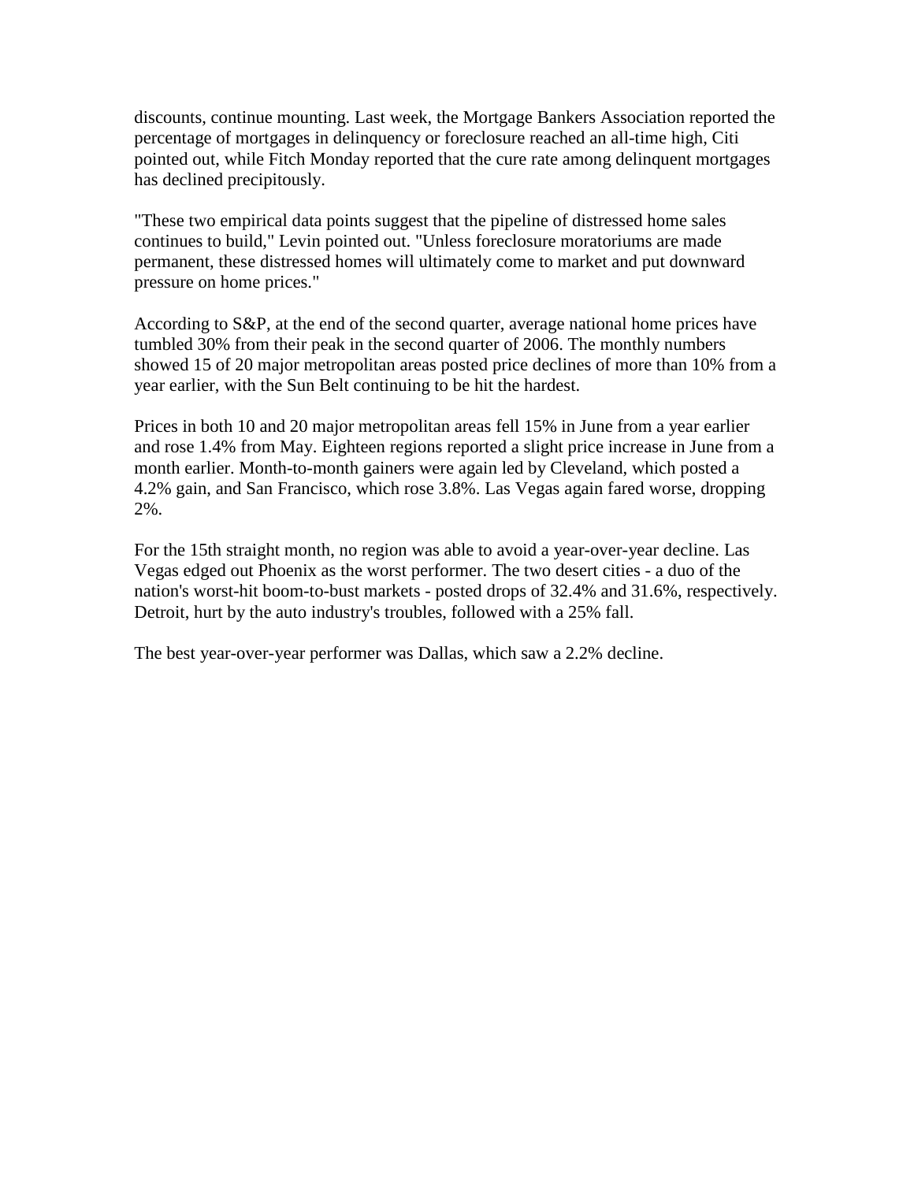discounts, continue mounting. Last week, the Mortgage Bankers Association reported the percentage of mortgages in delinquency or foreclosure reached an all-time high, Citi pointed out, while Fitch Monday reported that the cure rate among delinquent mortgages has declined precipitously.

"These two empirical data points suggest that the pipeline of distressed home sales continues to build," Levin pointed out. "Unless foreclosure moratoriums are made permanent, these distressed homes will ultimately come to market and put downward pressure on home prices."

According to S&P, at the end of the second quarter, average national home prices have tumbled 30% from their peak in the second quarter of 2006. The monthly numbers showed 15 of 20 major metropolitan areas posted price declines of more than 10% from a year earlier, with the Sun Belt continuing to be hit the hardest.

Prices in both 10 and 20 major metropolitan areas fell 15% in June from a year earlier and rose 1.4% from May. Eighteen regions reported a slight price increase in June from a month earlier. Month-to-month gainers were again led by Cleveland, which posted a 4.2% gain, and San Francisco, which rose 3.8%. Las Vegas again fared worse, dropping 2%.

For the 15th straight month, no region was able to avoid a year-over-year decline. Las Vegas edged out Phoenix as the worst performer. The two desert cities - a duo of the nation's worst-hit boom-to-bust markets - posted drops of 32.4% and 31.6%, respectively. Detroit, hurt by the auto industry's troubles, followed with a 25% fall.

The best year-over-year performer was Dallas, which saw a 2.2% decline.